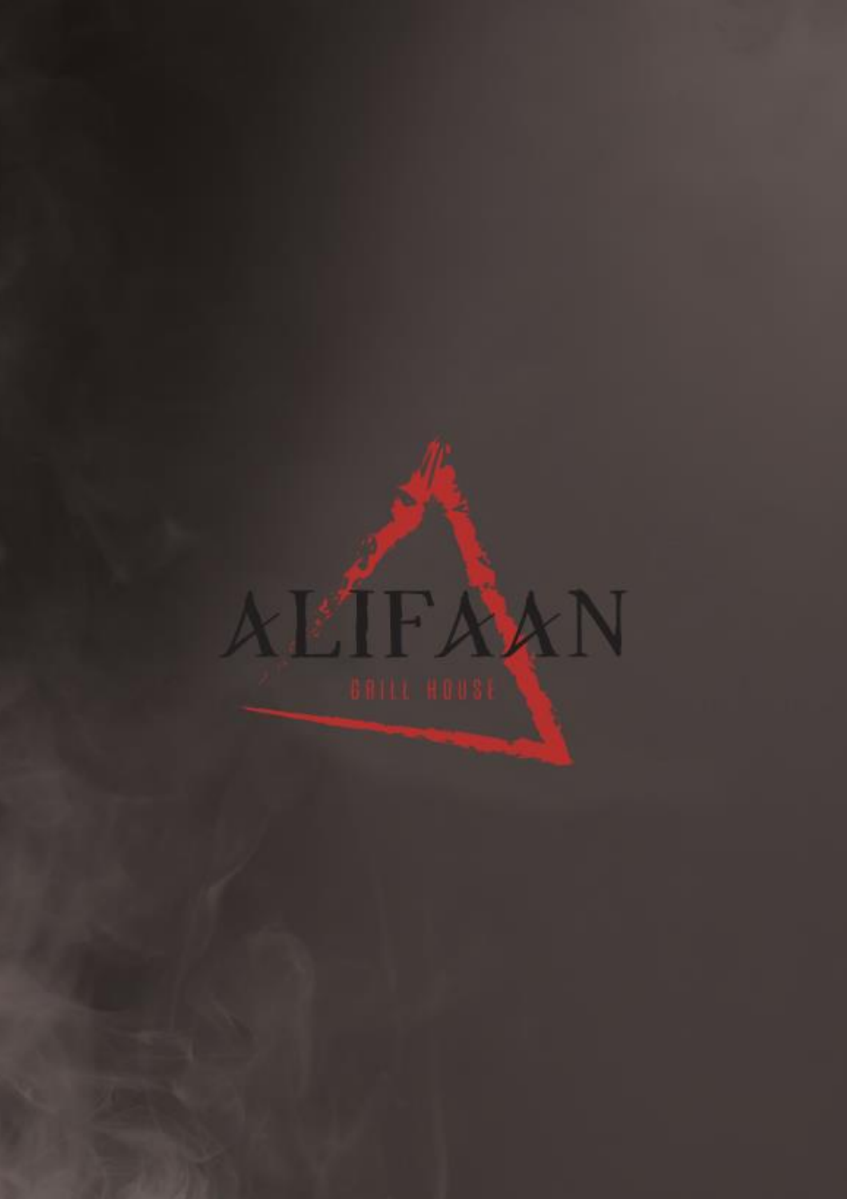# ALIFAAN

GRILL HOUSE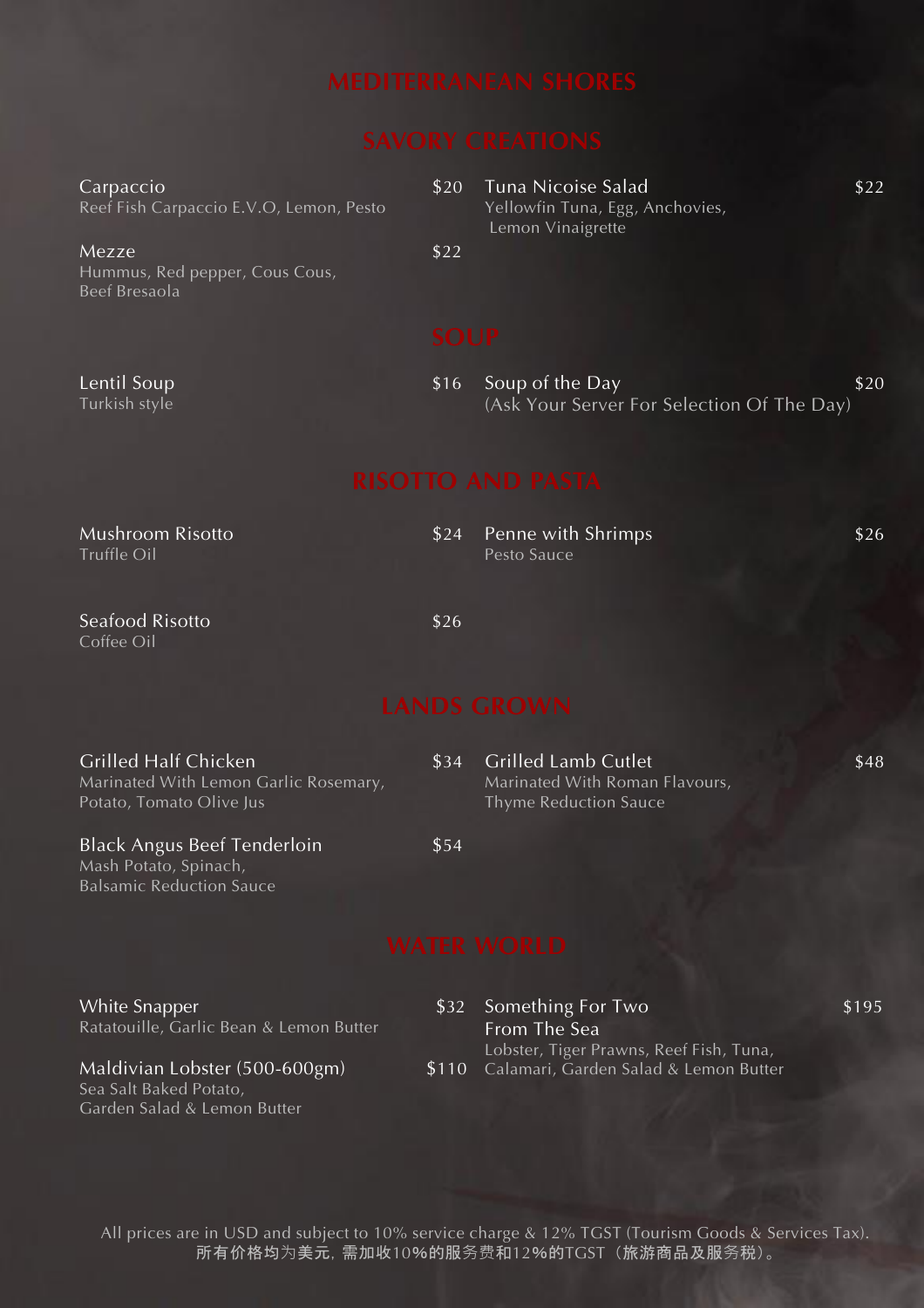# MEDITERRANEAN SHORES

## SAVORY CREATIONS

**Carpaccio** — $20
Reef Fish Carpaccio E.V.O, Lemon, Pesto

**Mezze** — $22
Hummus, Red pepper, Cous Cous, Beef Bresaola

**Tuna Nicoise Salad** — $22
Yellowfin Tuna, Egg, Anchovies, Lemon Vinaigrette

## SOUP

**Lentil Soup** — $16
Turkish style

**Soup of the Day** — $20
(Ask Your Server For Selection Of The Day)

## RISOTTO AND PASTA

**Mushroom Risotto** — $24
Truffle Oil

**Seafood Risotto** — $26
Coffee Oil

**Penne with Shrimps** — $26
Pesto Sauce

## LANDS GROWN

**Grilled Half Chicken** — $34
Marinated With Lemon Garlic Rosemary, Potato, Tomato Olive Jus

**Black Angus Beef Tenderloin** — $54
Mash Potato, Spinach, Balsamic Reduction Sauce

**Grilled Lamb Cutlet** — $48
Marinated With Roman Flavours, Thyme Reduction Sauce

## WATER WORLD

**White Snapper** — $32
Ratatouille, Garlic Bean & Lemon Butter

**Maldivian Lobster (500-600gm)** — $110
Sea Salt Baked Potato, Garden Salad & Lemon Butter

**Something For Two From The Sea** — $195
Lobster, Tiger Prawns, Reef Fish, Tuna, Calamari, Garden Salad & Lemon Butter

All prices are in USD and subject to 10% service charge & 12% TGST (Tourism Goods & Services Tax).
所有价格均为美元，需加收10%的服务费和12%的TGST（旅游商品及服务税）。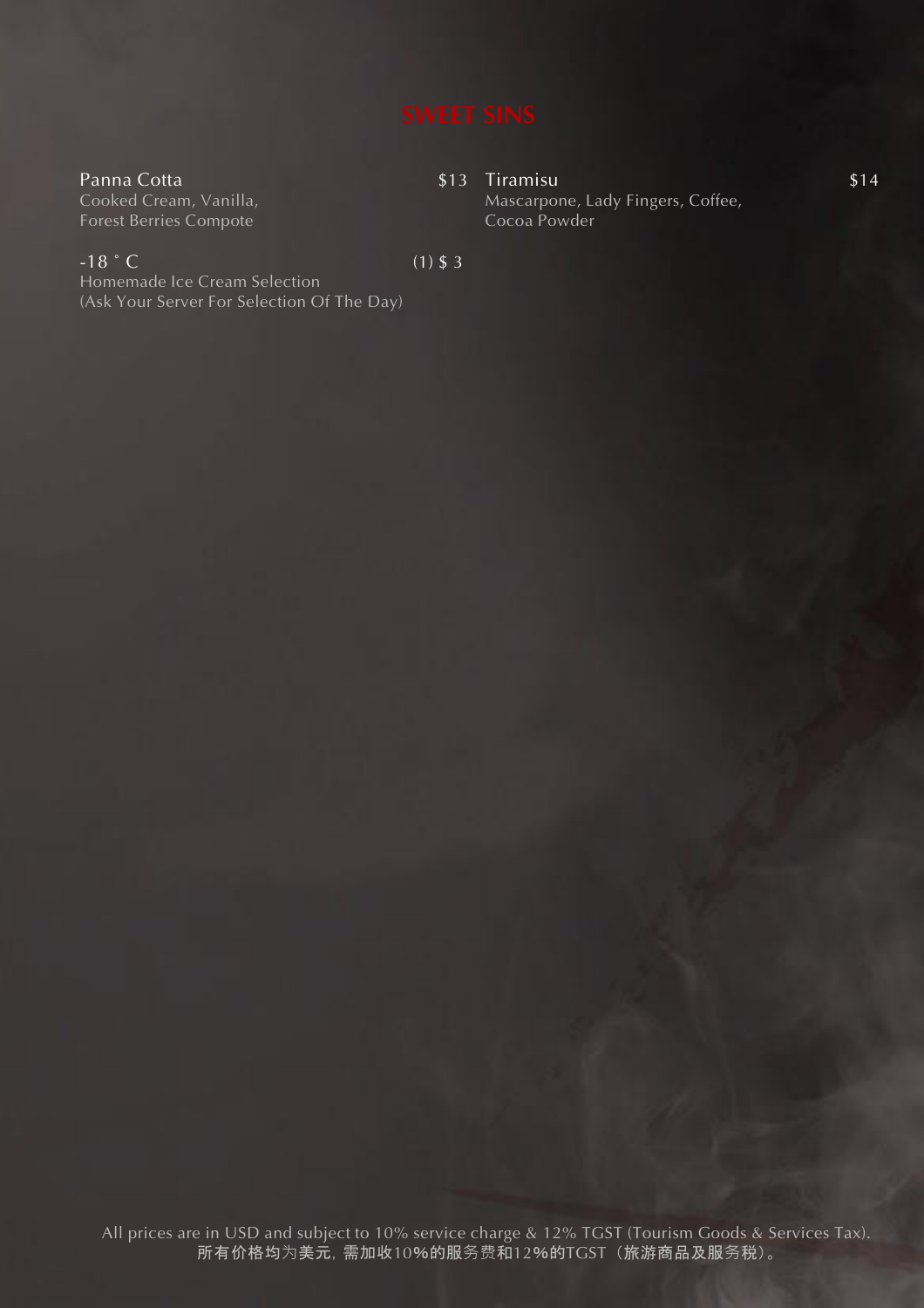# SWEET SINS

**Panna Cotta** $13
Cooked Cream, Vanilla,
Forest Berries Compote

**-18 ˚ C** (1) $ 3
Homemade Ice Cream Selection
(Ask Your Server For Selection Of The Day)

**Tiramisu** $14
Mascarpone, Lady Fingers, Coffee,
Cocoa Powder

All prices are in USD and subject to 10% service charge & 12% TGST (Tourism Goods & Services Tax).
所有价格均为美元，需加收10%的服务费和12%的TGST（旅游商品及服务税）。